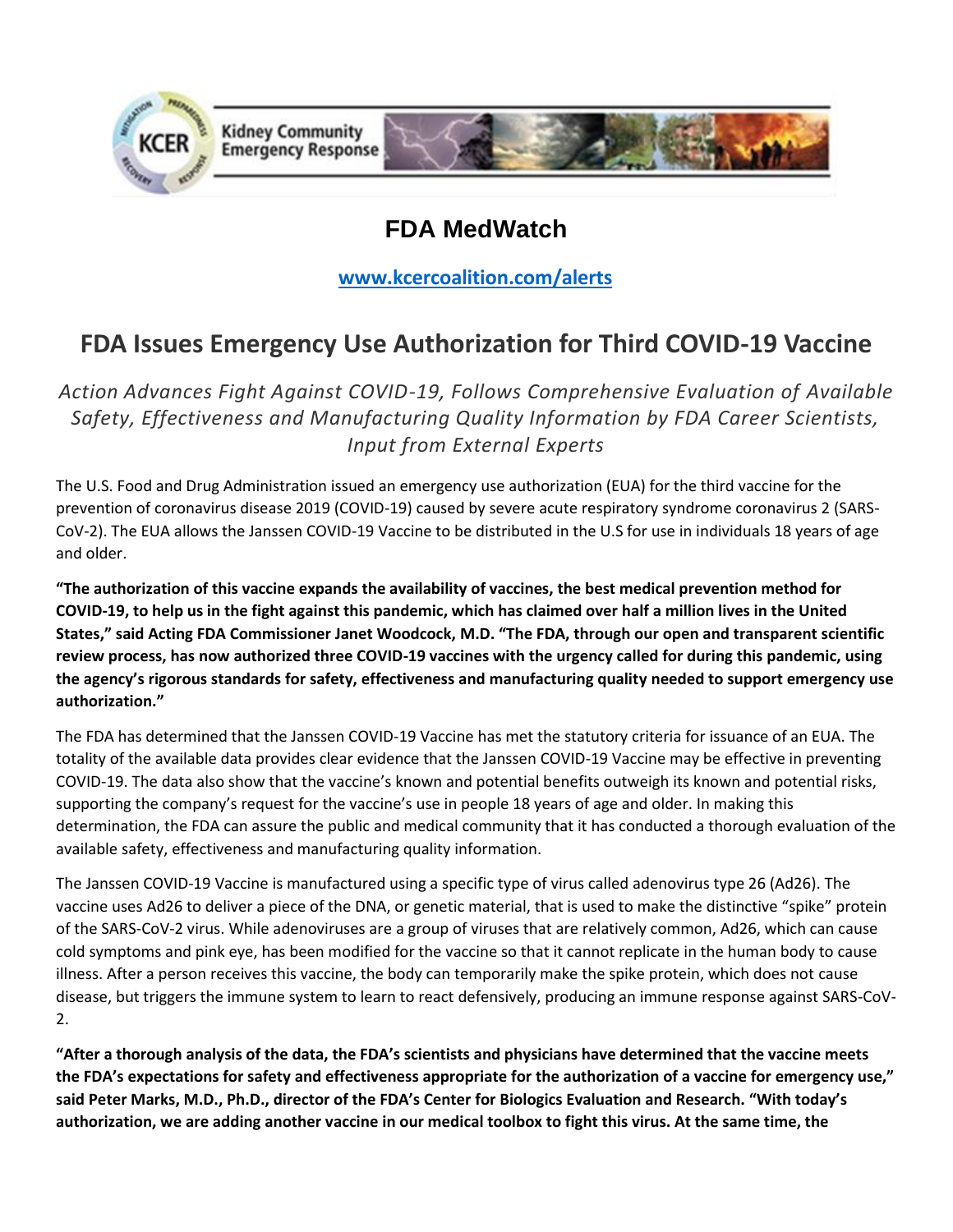# FDA MedWatch

**www.kcercoalition.com/alerts**

## FDA Issues Emergency Use Authorization for Third COVID-19 Vaccine

*Action Advances Fight Against COVID-19, Follows Comprehensive Evaluation of Available Safety, Effectiveness and Manufacturing Quality Information by FDA Career Scientists, Input from External Experts*

The U.S. Food and Drug Administration issued an emergency use authorization (EUA) for the third vaccine for the prevention of coronavirus disease 2019 (COVID-19) caused by severe acute respiratory syndrome coronavirus 2 (SARS-CoV-2). The EUA allows the Janssen COVID-19 Vaccine to be distributed in the U.S for use in individuals 18 years of age and older.

**"The authorization of this vaccine expands the availability of vaccines, the best medical prevention method for COVID-19, to help us in the fight against this pandemic, which has claimed over half a million lives in the United States," said Acting FDA Commissioner Janet Woodcock, M.D. "The FDA, through our open and transparent scientific review process, has now authorized three COVID-19 vaccines with the urgency called for during this pandemic, using the agency's rigorous standards for safety, effectiveness and manufacturing quality needed to support emergency use authorization."**

The FDA has determined that the Janssen COVID-19 Vaccine has met the statutory criteria for issuance of an EUA. The totality of the available data provides clear evidence that the Janssen COVID-19 Vaccine may be effective in preventing COVID-19. The data also show that the vaccine's known and potential benefits outweigh its known and potential risks, supporting the company's request for the vaccine's use in people 18 years of age and older. In making this determination, the FDA can assure the public and medical community that it has conducted a thorough evaluation of the available safety, effectiveness and manufacturing quality information.

The Janssen COVID-19 Vaccine is manufactured using a specific type of virus called adenovirus type 26 (Ad26). The vaccine uses Ad26 to deliver a piece of the DNA, or genetic material, that is used to make the distinctive "spike" protein of the SARS-CoV-2 virus. While adenoviruses are a group of viruses that are relatively common, Ad26, which can cause cold symptoms and pink eye, has been modified for the vaccine so that it cannot replicate in the human body to cause illness. After a person receives this vaccine, the body can temporarily make the spike protein, which does not cause disease, but triggers the immune system to learn to react defensively, producing an immune response against SARS-CoV-2.

**"After a thorough analysis of the data, the FDA's scientists and physicians have determined that the vaccine meets the FDA's expectations for safety and effectiveness appropriate for the authorization of a vaccine for emergency use," said Peter Marks, M.D., Ph.D., director of the FDA's Center for Biologics Evaluation and Research. "With today's authorization, we are adding another vaccine in our medical toolbox to fight this virus. At the same time, the**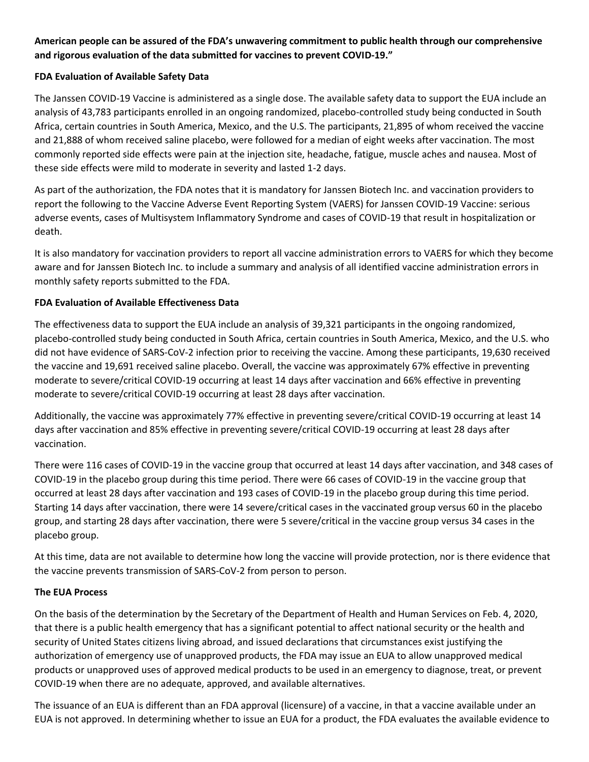**American people can be assured of the FDA's unwavering commitment to public health through our comprehensive and rigorous evaluation of the data submitted for vaccines to prevent COVID-19."**

**FDA Evaluation of Available Safety Data**

The Janssen COVID-19 Vaccine is administered as a single dose. The available safety data to support the EUA include an analysis of 43,783 participants enrolled in an ongoing randomized, placebo-controlled study being conducted in South Africa, certain countries in South America, Mexico, and the U.S. The participants, 21,895 of whom received the vaccine and 21,888 of whom received saline placebo, were followed for a median of eight weeks after vaccination. The most commonly reported side effects were pain at the injection site, headache, fatigue, muscle aches and nausea. Most of these side effects were mild to moderate in severity and lasted 1-2 days.

As part of the authorization, the FDA notes that it is mandatory for Janssen Biotech Inc. and vaccination providers to report the following to the Vaccine Adverse Event Reporting System (VAERS) for Janssen COVID-19 Vaccine: serious adverse events, cases of Multisystem Inflammatory Syndrome and cases of COVID-19 that result in hospitalization or death.

It is also mandatory for vaccination providers to report all vaccine administration errors to VAERS for which they become aware and for Janssen Biotech Inc. to include a summary and analysis of all identified vaccine administration errors in monthly safety reports submitted to the FDA.

**FDA Evaluation of Available Effectiveness Data**

The effectiveness data to support the EUA include an analysis of 39,321 participants in the ongoing randomized, placebo-controlled study being conducted in South Africa, certain countries in South America, Mexico, and the U.S. who did not have evidence of SARS-CoV-2 infection prior to receiving the vaccine. Among these participants, 19,630 received the vaccine and 19,691 received saline placebo. Overall, the vaccine was approximately 67% effective in preventing moderate to severe/critical COVID-19 occurring at least 14 days after vaccination and 66% effective in preventing moderate to severe/critical COVID-19 occurring at least 28 days after vaccination.

Additionally, the vaccine was approximately 77% effective in preventing severe/critical COVID-19 occurring at least 14 days after vaccination and 85% effective in preventing severe/critical COVID-19 occurring at least 28 days after vaccination.

There were 116 cases of COVID-19 in the vaccine group that occurred at least 14 days after vaccination, and 348 cases of COVID-19 in the placebo group during this time period. There were 66 cases of COVID-19 in the vaccine group that occurred at least 28 days after vaccination and 193 cases of COVID-19 in the placebo group during this time period. Starting 14 days after vaccination, there were 14 severe/critical cases in the vaccinated group versus 60 in the placebo group, and starting 28 days after vaccination, there were 5 severe/critical in the vaccine group versus 34 cases in the placebo group.

At this time, data are not available to determine how long the vaccine will provide protection, nor is there evidence that the vaccine prevents transmission of SARS-CoV-2 from person to person.

**The EUA Process**

On the basis of the determination by the Secretary of the Department of Health and Human Services on Feb. 4, 2020, that there is a public health emergency that has a significant potential to affect national security or the health and security of United States citizens living abroad, and issued declarations that circumstances exist justifying the authorization of emergency use of unapproved products, the FDA may issue an EUA to allow unapproved medical products or unapproved uses of approved medical products to be used in an emergency to diagnose, treat, or prevent COVID-19 when there are no adequate, approved, and available alternatives.

The issuance of an EUA is different than an FDA approval (licensure) of a vaccine, in that a vaccine available under an EUA is not approved. In determining whether to issue an EUA for a product, the FDA evaluates the available evidence to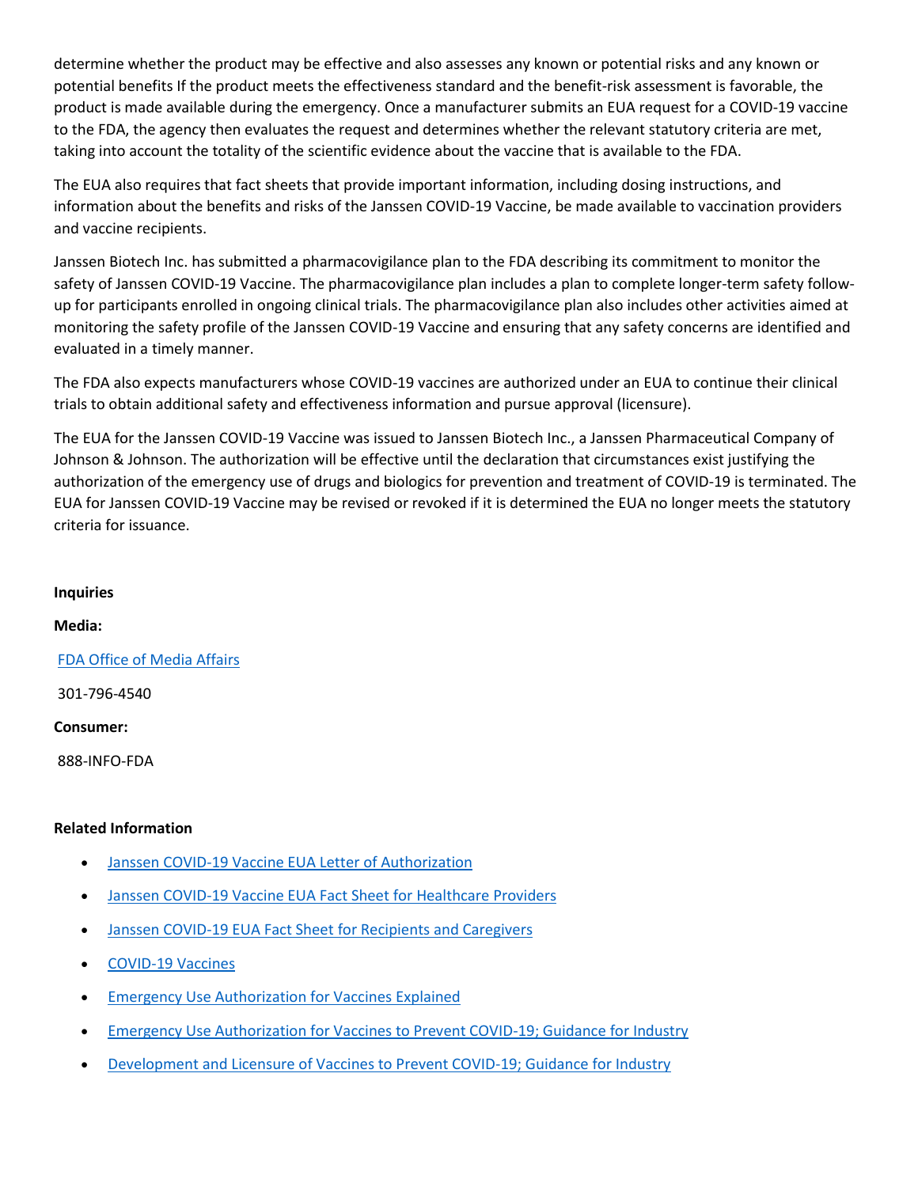determine whether the product may be effective and also assesses any known or potential risks and any known or potential benefits If the product meets the effectiveness standard and the benefit-risk assessment is favorable, the product is made available during the emergency. Once a manufacturer submits an EUA request for a COVID-19 vaccine to the FDA, the agency then evaluates the request and determines whether the relevant statutory criteria are met, taking into account the totality of the scientific evidence about the vaccine that is available to the FDA.

The EUA also requires that fact sheets that provide important information, including dosing instructions, and information about the benefits and risks of the Janssen COVID-19 Vaccine, be made available to vaccination providers and vaccine recipients.

Janssen Biotech Inc. has submitted a pharmacovigilance plan to the FDA describing its commitment to monitor the safety of Janssen COVID-19 Vaccine. The pharmacovigilance plan includes a plan to complete longer-term safety follow-up for participants enrolled in ongoing clinical trials. The pharmacovigilance plan also includes other activities aimed at monitoring the safety profile of the Janssen COVID-19 Vaccine and ensuring that any safety concerns are identified and evaluated in a timely manner.

The FDA also expects manufacturers whose COVID-19 vaccines are authorized under an EUA to continue their clinical trials to obtain additional safety and effectiveness information and pursue approval (licensure).

The EUA for the Janssen COVID-19 Vaccine was issued to Janssen Biotech Inc., a Janssen Pharmaceutical Company of Johnson & Johnson. The authorization will be effective until the declaration that circumstances exist justifying the authorization of the emergency use of drugs and biologics for prevention and treatment of COVID-19 is terminated. The EUA for Janssen COVID-19 Vaccine may be revised or revoked if it is determined the EUA no longer meets the statutory criteria for issuance.

**Inquiries**

**Media:**

FDA Office of Media Affairs

301-796-4540

**Consumer:**

888-INFO-FDA

**Related Information**

- Janssen COVID-19 Vaccine EUA Letter of Authorization
- Janssen COVID-19 Vaccine EUA Fact Sheet for Healthcare Providers
- Janssen COVID-19 EUA Fact Sheet for Recipients and Caregivers
- COVID-19 Vaccines
- Emergency Use Authorization for Vaccines Explained
- Emergency Use Authorization for Vaccines to Prevent COVID-19; Guidance for Industry
- Development and Licensure of Vaccines to Prevent COVID-19; Guidance for Industry